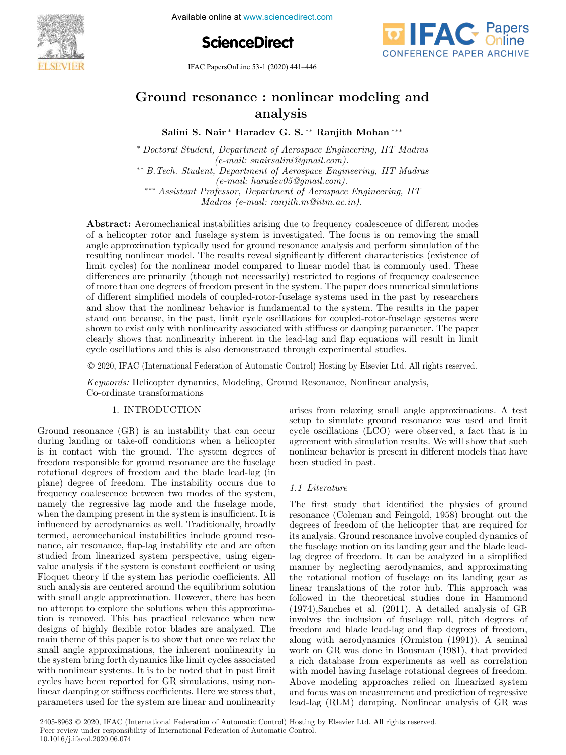# Ground resonance : nonlinear modeling and analysis

**Salini S. Nair** [*] **Haradev G. S.** [**] **Ranjith Mohan** [***]

[*] *Doctoral Student, Department of Aerospace Engineering, IIT Madras (e-mail: snairsalini@gmail.com).*
[**] *B.Tech. Student, Department of Aerospace Engineering, IIT Madras (e-mail: haradev05@gmail.com).*
[***] *Assistant Professor, Department of Aerospace Engineering, IIT Madras (e-mail: ranjith.m@iitm.ac.in).*

**Abstract:** Aeromechanical instabilities arising due to frequency coalescence of different modes of a helicopter rotor and fuselage system is investigated. The focus is on removing the small angle approximation typically used for ground resonance analysis and perform simulation of the resulting nonlinear model. The results reveal significantly different characteristics (existence of limit cycles) for the nonlinear model compared to linear model that is commonly used. These differences are primarily (though not necessarily) restricted to regions of frequency coalescence of more than one degrees of freedom present in the system. The paper does numerical simulations of different simplified models of coupled-rotor-fuselage systems used in the past by researchers and show that the nonlinear behavior is fundamental to the system. The results in the paper stand out because, in the past, limit cycle oscillations for coupled-rotor-fuselage systems were shown to exist only with nonlinearity associated with stiffness or damping parameter. The paper clearly shows that nonlinearity inherent in the lead-lag and flap equations will result in limit cycle oscillations and this is also demonstrated through experimental studies.

© 2020, IFAC (International Federation of Automatic Control) Hosting by Elsevier Ltd. All rights reserved.

*Keywords:* Helicopter dynamics, Modeling, Ground Resonance, Nonlinear analysis, Co-ordinate transformations

## 1. INTRODUCTION

Ground resonance (GR) is an instability that can occur during landing or take-off conditions when a helicopter is in contact with the ground. The system degrees of freedom responsible for ground resonance are the fuselage rotational degrees of freedom and the blade lead-lag (in plane) degree of freedom. The instability occurs due to frequency coalescence between two modes of the system, namely the regressive lag mode and the fuselage mode, when the damping present in the system is insufficient. It is influenced by aerodynamics as well. Traditionally, broadly termed, aeromechanical instabilities include ground resonance, air resonance, flap-lag instability etc and are often studied from linearized system perspective, using eigenvalue analysis if the system is constant coefficient or using Floquet theory if the system has periodic coefficients. All such analysis are centered around the equilibrium solution with small angle approximation. However, there has been no attempt to explore the solutions when this approximation is removed. This has practical relevance when new designs of highly flexible rotor blades are analyzed. The main theme of this paper is to show that once we relax the small angle approximations, the inherent nonlinearity in the system bring forth dynamics like limit cycles associated with nonlinear systems. It is to be noted that in past limit cycles have been reported for GR simulations, using nonlinear damping or stiffness coefficients. Here we stress that, parameters used for the system are linear and nonlinearity arises from relaxing small angle approximations. A test setup to simulate ground resonance was used and limit cycle oscillations (LCO) were observed, a fact that is in agreement with simulation results. We will show that such nonlinear behavior is present in different models that have been studied in past.

### 1.1 Literature

The first study that identified the physics of ground resonance (Coleman and Feingold, 1958) brought out the degrees of freedom of the helicopter that are required for its analysis. Ground resonance involve coupled dynamics of the fuselage motion on its landing gear and the blade lead-lag degree of freedom. It can be analyzed in a simplified manner by neglecting aerodynamics, and approximating the rotational motion of fuselage on its landing gear as linear translations of the rotor hub. This approach was followed in the theoretical studies done in Hammond (1974),Sanches et al. (2011). A detailed analysis of GR involves the inclusion of fuselage roll, pitch degrees of freedom and blade lead-lag and flap degrees of freedom, along with aerodynamics (Ormiston (1991)). A seminal work on GR was done in Bousman (1981), that provided a rich database from experiments as well as correlation with model having fuselage rotational degrees of freedom. Above modeling approaches relied on linearized system and focus was on measurement and prediction of regressive lead-lag (RLM) damping. Nonlinear analysis of GR was

2405-8963 © 2020, IFAC (International Federation of Automatic Control) Hosting by Elsevier Ltd. All rights reserved.
Peer review under responsibility of International Federation of Automatic Control.
10.1016/j.ifacol.2020.06.074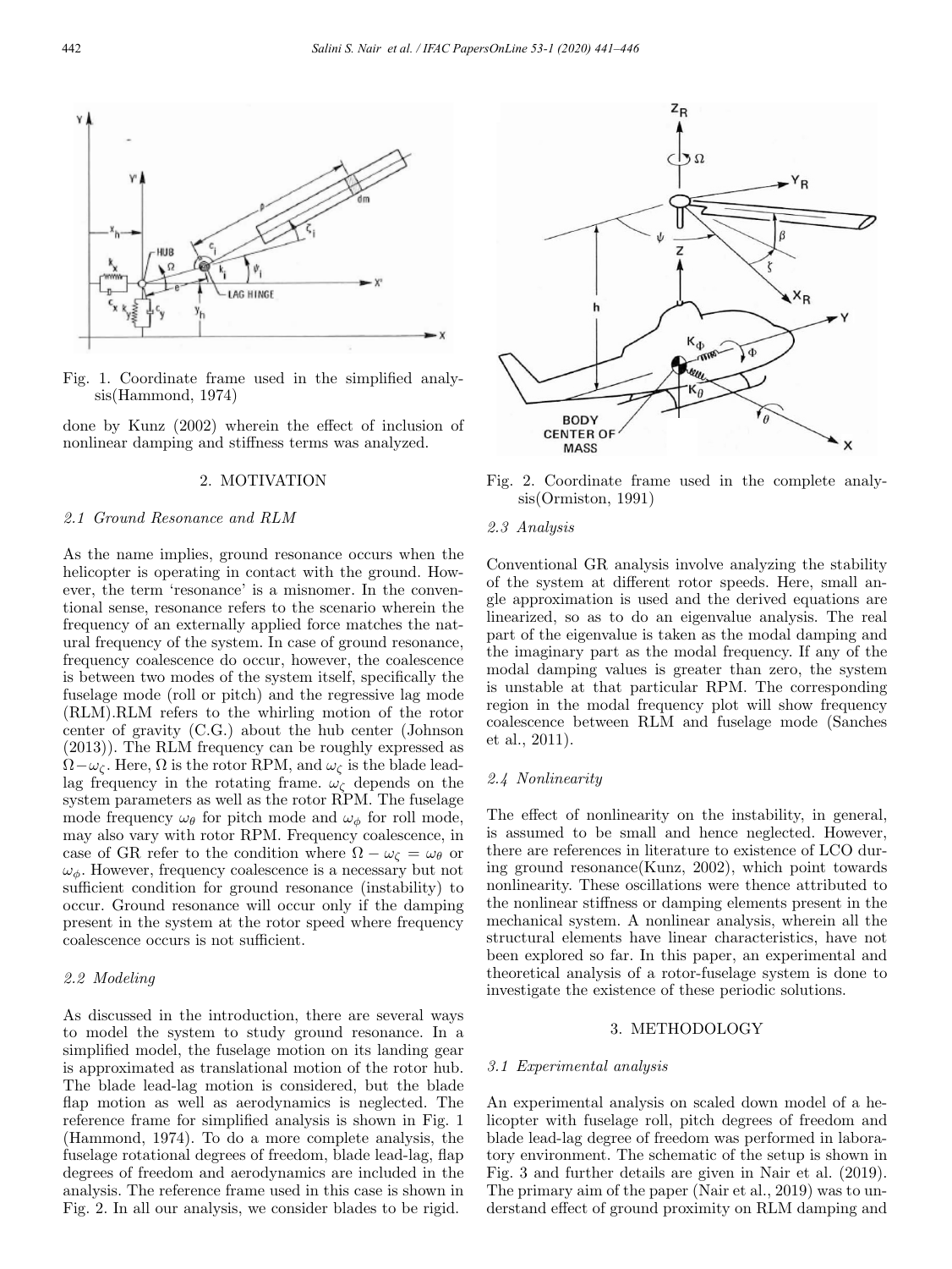Fig. 1. Coordinate frame used in the simplified analysis(Hammond, 1974)

done by Kunz (2002) wherein the effect of inclusion of nonlinear damping and stiffness terms was analyzed.

## 2. MOTIVATION

### *2.1 Ground Resonance and RLM*

As the name implies, ground resonance occurs when the helicopter is operating in contact with the ground. However, the term 'resonance' is a misnomer. In the conventional sense, resonance refers to the scenario wherein the frequency of an externally applied force matches the natural frequency of the system. In case of ground resonance, frequency coalescence do occur, however, the coalescence is between two modes of the system itself, specifically the fuselage mode (roll or pitch) and the regressive lag mode (RLM).RLM refers to the whirling motion of the rotor center of gravity (C.G.) about the hub center (Johnson (2013)). The RLM frequency can be roughly expressed as $\Omega - \omega_\zeta$. Here, $\Omega$ is the rotor RPM, and $\omega_\zeta$ is the blade lead-lag frequency in the rotating frame. $\omega_\zeta$ depends on the system parameters as well as the rotor RPM. The fuselage mode frequency $\omega_\theta$ for pitch mode and $\omega_\phi$ for roll mode, may also vary with rotor RPM. Frequency coalescence, in case of GR refer to the condition where $\Omega - \omega_\zeta = \omega_\theta$ or $\omega_\phi$. However, frequency coalescence is a necessary but not sufficient condition for ground resonance (instability) to occur. Ground resonance will occur only if the damping present in the system at the rotor speed where frequency coalescence occurs is not sufficient.

### *2.2 Modeling*

As discussed in the introduction, there are several ways to model the system to study ground resonance. In a simplified model, the fuselage motion on its landing gear is approximated as translational motion of the rotor hub. The blade lead-lag motion is considered, but the blade flap motion as well as aerodynamics is neglected. The reference frame for simplified analysis is shown in Fig. 1 (Hammond, 1974). To do a more complete analysis, the fuselage rotational degrees of freedom, blade lead-lag, flap degrees of freedom and aerodynamics are included in the analysis. The reference frame used in this case is shown in Fig. 2. In all our analysis, we consider blades to be rigid.

Fig. 2. Coordinate frame used in the complete analysis(Ormiston, 1991)

### *2.3 Analysis*

Conventional GR analysis involve analyzing the stability of the system at different rotor speeds. Here, small angle approximation is used and the derived equations are linearized, so as to do an eigenvalue analysis. The real part of the eigenvalue is taken as the modal damping and the imaginary part as the modal frequency. If any of the modal damping values is greater than zero, the system is unstable at that particular RPM. The corresponding region in the modal frequency plot will show frequency coalescence between RLM and fuselage mode (Sanches et al., 2011).

### *2.4 Nonlinearity*

The effect of nonlinearity on the instability, in general, is assumed to be small and hence neglected. However, there are references in literature to existence of LCO during ground resonance(Kunz, 2002), which point towards nonlinearity. These oscillations were thence attributed to the nonlinear stiffness or damping elements present in the mechanical system. A nonlinear analysis, wherein all the structural elements have linear characteristics, have not been explored so far. In this paper, an experimental and theoretical analysis of a rotor-fuselage system is done to investigate the existence of these periodic solutions.

## 3. METHODOLOGY

### *3.1 Experimental analysis*

An experimental analysis on scaled down model of a helicopter with fuselage roll, pitch degrees of freedom and blade lead-lag degree of freedom was performed in laboratory environment. The schematic of the setup is shown in Fig. 3 and further details are given in Nair et al. (2019). The primary aim of the paper (Nair et al., 2019) was to understand effect of ground proximity on RLM damping and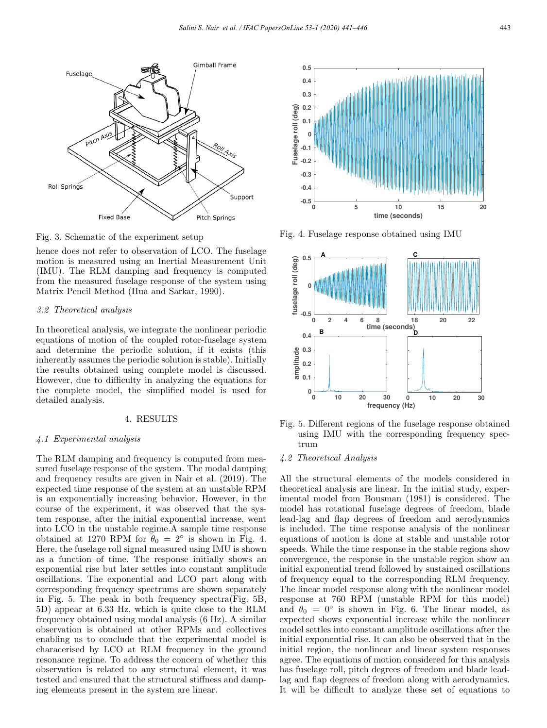Fig. 3. Schematic of the experiment setup

hence does not refer to observation of LCO. The fuselage motion is measured using an Inertial Measurement Unit (IMU). The RLM damping and frequency is computed from the measured fuselage response of the system using Matrix Pencil Method (Hua and Sarkar, 1990).

### *3.2 Theoretical analysis*

In theoretical analysis, we integrate the nonlinear periodic equations of motion of the coupled rotor-fuselage system and determine the periodic solution, if it exists (this inherently assumes the periodic solution is stable). Initially the results obtained using complete model is discussed. However, due to difficulty in analyzing the equations for the complete model, the simplified model is used for detailed analysis.

## 4. RESULTS

### *4.1 Experimental analysis*

The RLM damping and frequency is computed from measured fuselage response of the system. The modal damping and frequency results are given in Nair et al. (2019). The expected time response of the system at an unstable RPM is an exponentially increasing behavior. However, in the course of the experiment, it was observed that the system response, after the initial exponential increase, went into LCO in the unstable regime.A sample time response obtained at 1270 RPM for $\theta_0 = 2°$ is shown in Fig. 4. Here, the fuselage roll signal measured using IMU is shown as a function of time. The response initially shows an exponential rise but later settles into constant amplitude oscillations. The exponential and LCO part along with corresponding frequency spectrums are shown separately in Fig. 5. The peak in both frequency spectra(Fig. 5B, 5D) appear at 6.33 Hz, which is quite close to the RLM frequency obtained using modal analysis (6 Hz). A similar observation is obtained at other RPMs and collectives enabling us to conclude that the experimental model is characerised by LCO at RLM frequency in the ground resonance regime. To address the concern of whether this observation is related to any structural element, it was tested and ensured that the structural stiffness and damping elements present in the system are linear.

Fig. 4. Fuselage response obtained using IMU

Fig. 5. Different regions of the fuselage response obtained using IMU with the corresponding frequency spectrum

### *4.2 Theoretical Analysis*

All the structural elements of the models considered in theoretical analysis are linear. In the initial study, experimental model from Bousman (1981) is considered. The model has rotational fuselage degrees of freedom, blade lead-lag and flap degrees of freedom and aerodynamics is included. The time response analysis of the nonlinear equations of motion is done at stable and unstable rotor speeds. While the time response in the stable regions show convergence, the response in the unstable region show an initial exponential trend followed by sustained oscillations of frequency equal to the corresponding RLM frequency. The linear model response along with the nonlinear model response at 760 RPM (unstable RPM for this model) and $\theta_0 = 0°$ is shown in Fig. 6. The linear model, as expected shows exponential increase while the nonlinear model settles into constant amplitude oscillations after the initial exponential rise. It can also be observed that in the initial region, the nonlinear and linear system responses agree. The equations of motion considered for this analysis has fuselage roll, pitch degrees of freedom and blade lead-lag and flap degrees of freedom along with aerodynamics. It will be difficult to analyze these set of equations to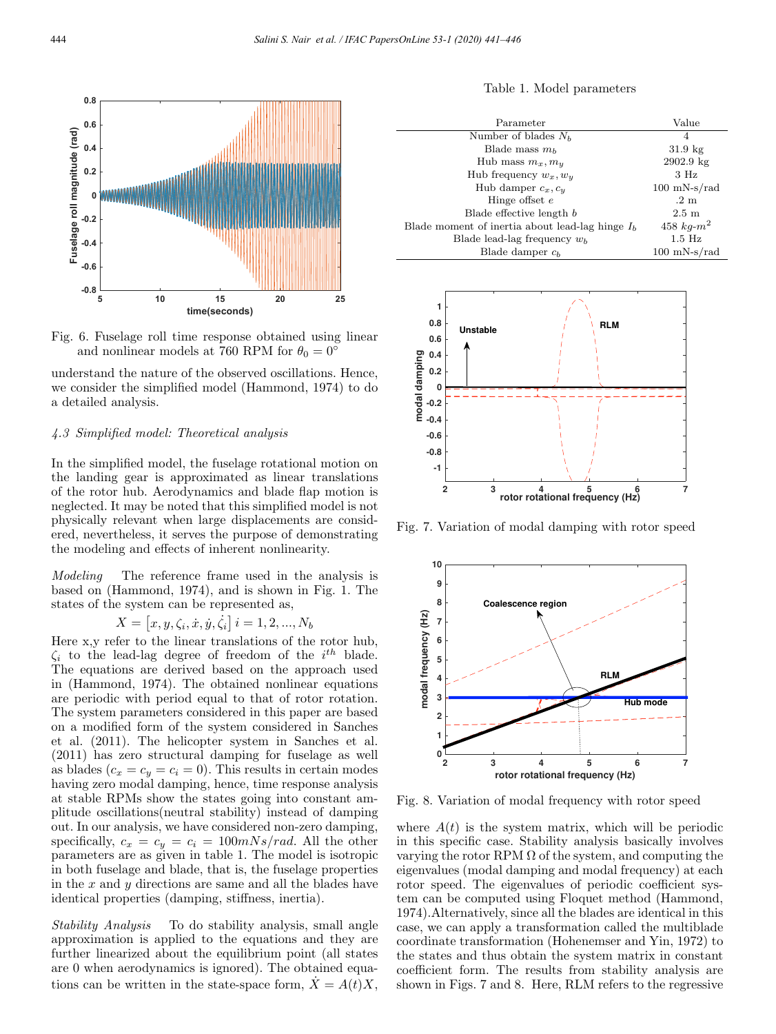Fig. 6. Fuselage roll time response obtained using linear and nonlinear models at 760 RPM for $\theta_0 = 0°$

understand the nature of the observed oscillations. Hence, we consider the simplified model (Hammond, 1974) to do a detailed analysis.

### *4.3 Simplified model: Theoretical analysis*

In the simplified model, the fuselage rotational motion on the landing gear is approximated as linear translations of the rotor hub. Aerodynamics and blade flap motion is neglected. It may be noted that this simplified model is not physically relevant when large displacements are considered, nevertheless, it serves the purpose of demonstrating the modeling and effects of inherent nonlinearity.

*Modeling* The reference frame used in the analysis is based on (Hammond, 1974), and is shown in Fig. 1. The states of the system can be represented as,

$$X = [x, y, \zeta_i, \dot{x}, \dot{y}, \dot{\zeta}_i] \; i = 1, 2, ..., N_b$$

Here x,y refer to the linear translations of the rotor hub, $\zeta_i$ to the lead-lag degree of freedom of the $i^{th}$ blade. The equations are derived based on the approach used in (Hammond, 1974). The obtained nonlinear equations are periodic with period equal to that of rotor rotation. The system parameters considered in this paper are based on a modified form of the system considered in Sanches et al. (2011). The helicopter system in Sanches et al. (2011) has zero structural damping for fuselage as well as blades ($c_x = c_y = c_i = 0$). This results in certain modes having zero modal damping, hence, time response analysis at stable RPMs show the states going into constant amplitude oscillations(neutral stability) instead of damping out. In our analysis, we have considered non-zero damping, specifically, $c_x = c_y = c_i = 100mNs/rad$. All the other parameters are as given in table 1. The model is isotropic in both fuselage and blade, that is, the fuselage properties in the $x$ and $y$ directions are same and all the blades have identical properties (damping, stiffness, inertia).

*Stability Analysis* To do stability analysis, small angle approximation is applied to the equations and they are further linearized about the equilibrium point (all states are 0 when aerodynamics is ignored). The obtained equations can be written in the state-space form, $\dot{X} = A(t)X$,

Table 1. Model parameters

| Parameter | Value |
|---|---|
| Number of blades $N_b$ | 4 |
| Blade mass $m_b$ | 31.9 kg |
| Hub mass $m_x, m_y$ | 2902.9 kg |
| Hub frequency $w_x, w_y$ | 3 Hz |
| Hub damper $c_x, c_y$ | 100 mN-s/rad |
| Hinge offset $e$ | .2 m |
| Blade effective length $b$ | 2.5 m |
| Blade moment of inertia about lead-lag hinge $I_b$ | 458 $kg$-$m^2$ |
| Blade lead-lag frequency $w_b$ | 1.5 Hz |
| Blade damper $c_b$ | 100 mN-s/rad |

Fig. 7. Variation of modal damping with rotor speed

Fig. 8. Variation of modal frequency with rotor speed

where $A(t)$ is the system matrix, which will be periodic in this specific case. Stability analysis basically involves varying the rotor RPM $\Omega$ of the system, and computing the eigenvalues (modal damping and modal frequency) at each rotor speed. The eigenvalues of periodic coefficient system can be computed using Floquet method (Hammond, 1974).Alternatively, since all the blades are identical in this case, we can apply a transformation called the multiblade coordinate transformation (Hohenemser and Yin, 1972) to the states and thus obtain the system matrix in constant coefficient form. The results from stability analysis are shown in Figs. 7 and 8. Here, RLM refers to the regressive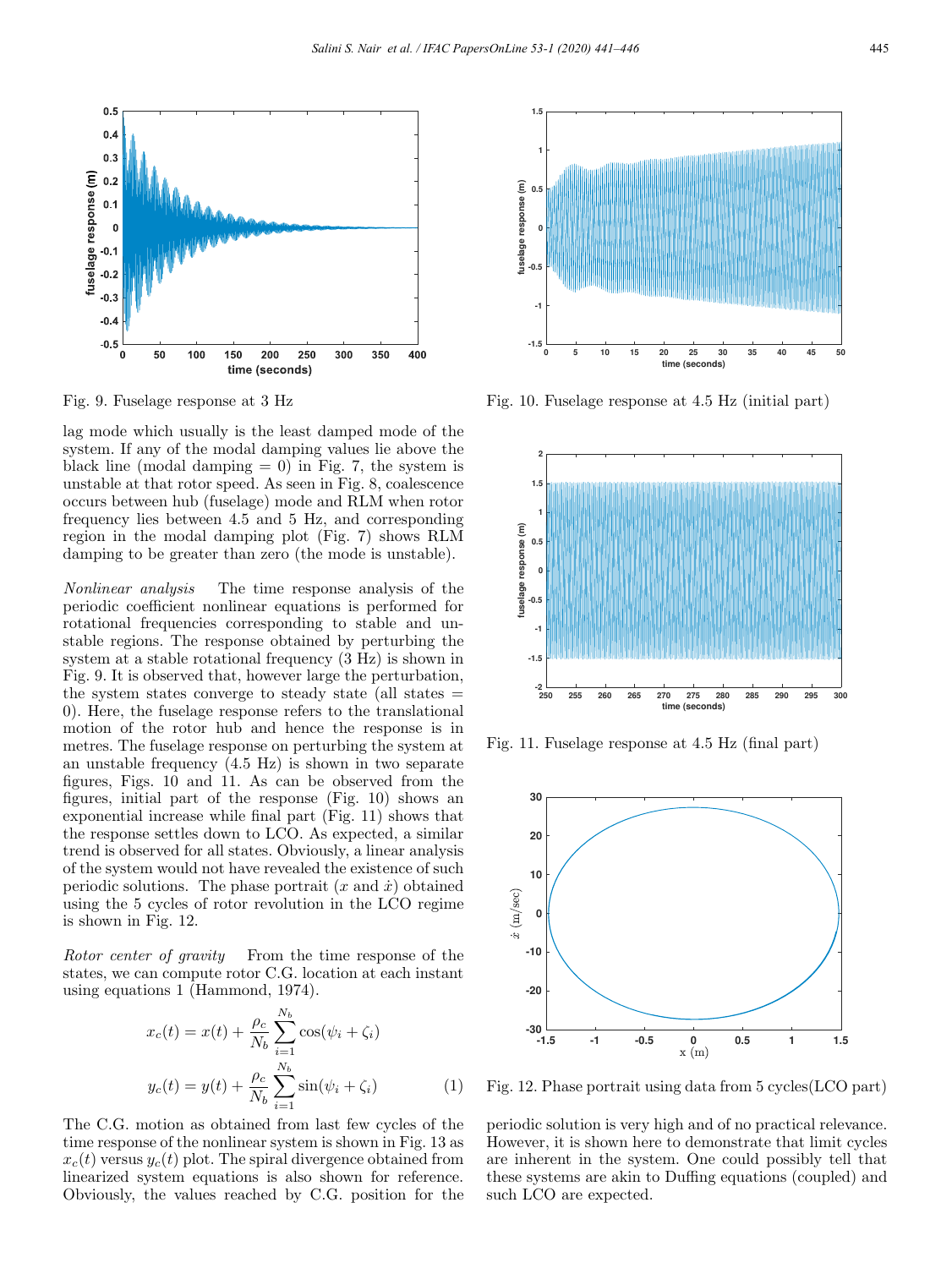Fig. 9. Fuselage response at 3 Hz

Fig. 10. Fuselage response at 4.5 Hz (initial part)

Fig. 11. Fuselage response at 4.5 Hz (final part)

Fig. 12. Phase portrait using data from 5 cycles(LCO part)

lag mode which usually is the least damped mode of the system. If any of the modal damping values lie above the black line (modal damping = 0) in Fig. 7, the system is unstable at that rotor speed. As seen in Fig. 8, coalescence occurs between hub (fuselage) mode and RLM when rotor frequency lies between 4.5 and 5 Hz, and corresponding region in the modal damping plot (Fig. 7) shows RLM damping to be greater than zero (the mode is unstable).

*Nonlinear analysis* The time response analysis of the periodic coefficient nonlinear equations is performed for rotational frequencies corresponding to stable and unstable regions. The response obtained by perturbing the system at a stable rotational frequency (3 Hz) is shown in Fig. 9. It is observed that, however large the perturbation, the system states converge to steady state (all states = 0). Here, the fuselage response refers to the translational motion of the rotor hub and hence the response is in metres. The fuselage response on perturbing the system at an unstable frequency (4.5 Hz) is shown in two separate figures, Figs. 10 and 11. As can be observed from the figures, initial part of the response (Fig. 10) shows an exponential increase while final part (Fig. 11) shows that the response settles down to LCO. As expected, a similar trend is observed for all states. Obviously, a linear analysis of the system would not have revealed the existence of such periodic solutions. The phase portrait ($x$ and $\dot{x}$) obtained using the 5 cycles of rotor revolution in the LCO regime is shown in Fig. 12.

*Rotor center of gravity* From the time response of the states, we can compute rotor C.G. location at each instant using equations 1 (Hammond, 1974).

$$x_c(t) = x(t) + \frac{\rho_c}{N_b}\sum_{i=1}^{N_b}\cos(\psi_i + \zeta_i)$$

$$y_c(t) = y(t) + \frac{\rho_c}{N_b}\sum_{i=1}^{N_b}\sin(\psi_i + \zeta_i) \quad (1)$$

The C.G. motion as obtained from last few cycles of the time response of the nonlinear system is shown in Fig. 13 as $x_c(t)$ versus $y_c(t)$ plot. The spiral divergence obtained from linearized system equations is also shown for reference. Obviously, the values reached by C.G. position for the periodic solution is very high and of no practical relevance. However, it is shown here to demonstrate that limit cycles are inherent in the system. One could possibly tell that these systems are akin to Duffing equations (coupled) and such LCO are expected.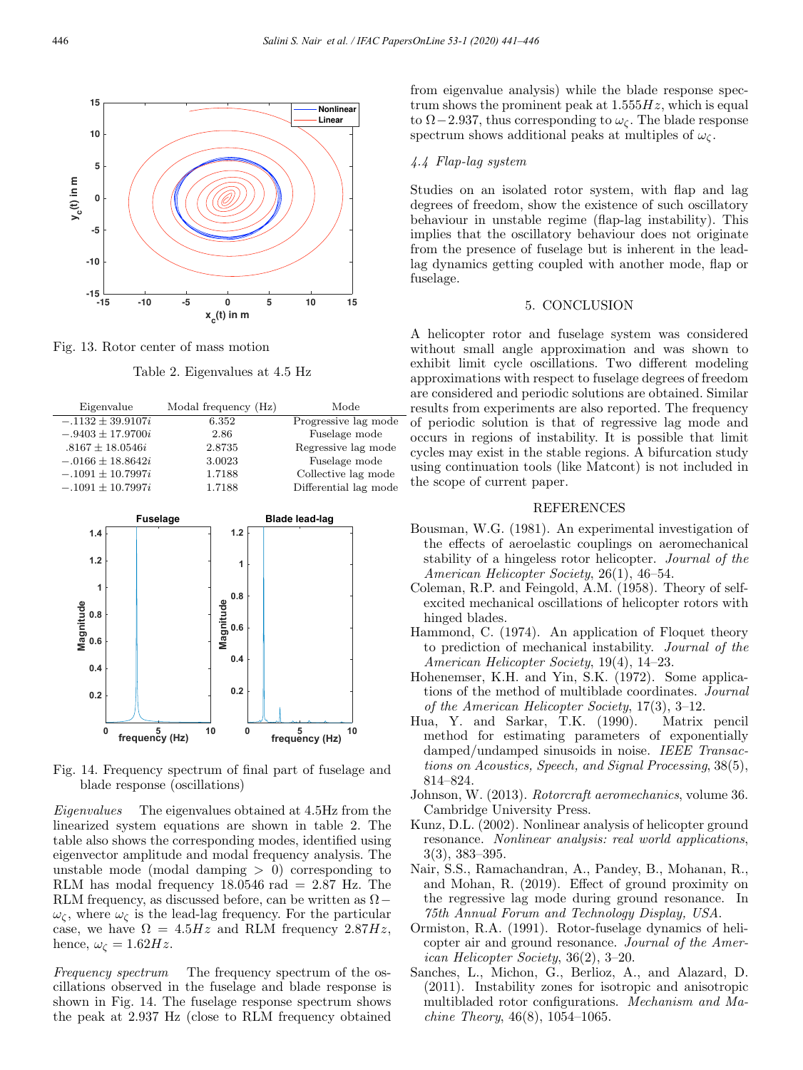15
10
5
0
-5
-10
-15

$y_c(t)$ in m

-15 -10 -5 0 5 10 15

$x_c(t)$ in m

Nonlinear
Linear

Fig. 13. Rotor center of mass motion

Table 2. Eigenvalues at 4.5 Hz

| Eigenvalue | Modal frequency (Hz) | Mode |
|---|---|---|
| $-.1132 \pm 39.9107i$ | 6.352 | Progressive lag mode |
| $-.9403 \pm 17.9700i$ | 2.86 | Fuselage mode |
| $.8167 \pm 18.0546i$ | 2.8735 | Regressive lag mode |
| $-.0166 \pm 18.8642i$ | 3.0023 | Fuselage mode |
| $-.1091 \pm 10.7997i$ | 1.7188 | Collective lag mode |
| $-.1091 \pm 10.7997i$ | 1.7188 | Differential lag mode |

Fuselage

Magnitude

1.4
1.2
1
0.8
0.6
0.4
0.2

0 5 10

frequency (Hz)

Blade lead-lag

Magnitude

1.2
1
0.8
0.6
0.4
0.2

0 5 10

frequency (Hz)

Fig. 14. Frequency spectrum of final part of fuselage and blade response (oscillations)

*Eigenvalues* The eigenvalues obtained at 4.5Hz from the linearized system equations are shown in table 2. The table also shows the corresponding modes, identified using eigenvector amplitude and modal frequency analysis. The unstable mode (modal damping > 0) corresponding to RLM has modal frequency 18.0546 rad = 2.87 Hz. The RLM frequency, as discussed before, can be written as $\Omega - \omega_\zeta$, where $\omega_\zeta$ is the lead-lag frequency. For the particular case, we have $\Omega = 4.5Hz$ and RLM frequency $2.87Hz$, hence, $\omega_\zeta = 1.62Hz$.

*Frequency spectrum* The frequency spectrum of the oscillations observed in the fuselage and blade response is shown in Fig. 14. The fuselage response spectrum shows the peak at 2.937 Hz (close to RLM frequency obtained from eigenvalue analysis) while the blade response spectrum shows the prominent peak at $1.555Hz$, which is equal to $\Omega - 2.937$, thus corresponding to $\omega_\zeta$. The blade response spectrum shows additional peaks at multiples of $\omega_\zeta$.

### *4.4 Flap-lag system*

Studies on an isolated rotor system, with flap and lag degrees of freedom, show the existence of such oscillatory behaviour in unstable regime (flap-lag instability). This implies that the oscillatory behaviour does not originate from the presence of fuselage but is inherent in the lead-lag dynamics getting coupled with another mode, flap or fuselage.

## 5. CONCLUSION

A helicopter rotor and fuselage system was considered without small angle approximation and was shown to exhibit limit cycle oscillations. Two different modeling approximations with respect to fuselage degrees of freedom are considered and periodic solutions are obtained. Similar results from experiments are also reported. The frequency of periodic solution is that of regressive lag mode and occurs in regions of instability. It is possible that limit cycles may exist in the stable regions. A bifurcation study using continuation tools (like Matcont) is not included in the scope of current paper.

## REFERENCES

Bousman, W.G. (1981). An experimental investigation of the effects of aeroelastic couplings on aeromechanical stability of a hingeless rotor helicopter. *Journal of the American Helicopter Society*, 26(1), 46–54.

Coleman, R.P. and Feingold, A.M. (1958). Theory of self-excited mechanical oscillations of helicopter rotors with hinged blades.

Hammond, C. (1974). An application of Floquet theory to prediction of mechanical instability. *Journal of the American Helicopter Society*, 19(4), 14–23.

Hohenemser, K.H. and Yin, S.K. (1972). Some applications of the method of multiblade coordinates. *Journal of the American Helicopter Society*, 17(3), 3–12.

Hua, Y. and Sarkar, T.K. (1990). Matrix pencil method for estimating parameters of exponentially damped/undamped sinusoids in noise. *IEEE Transactions on Acoustics, Speech, and Signal Processing*, 38(5), 814–824.

Johnson, W. (2013). *Rotorcraft aeromechanics*, volume 36. Cambridge University Press.

Kunz, D.L. (2002). Nonlinear analysis of helicopter ground resonance. *Nonlinear analysis: real world applications*, 3(3), 383–395.

Nair, S.S., Ramachandran, A., Pandey, B., Mohanan, R., and Mohan, R. (2019). Effect of ground proximity on the regressive lag mode during ground resonance. In *75th Annual Forum and Technology Display, USA*.

Ormiston, R.A. (1991). Rotor-fuselage dynamics of helicopter air and ground resonance. *Journal of the American Helicopter Society*, 36(2), 3–20.

Sanches, L., Michon, G., Berlioz, A., and Alazard, D. (2011). Instability zones for isotropic and anisotropic multibladed rotor configurations. *Mechanism and Machine Theory*, 46(8), 1054–1065.